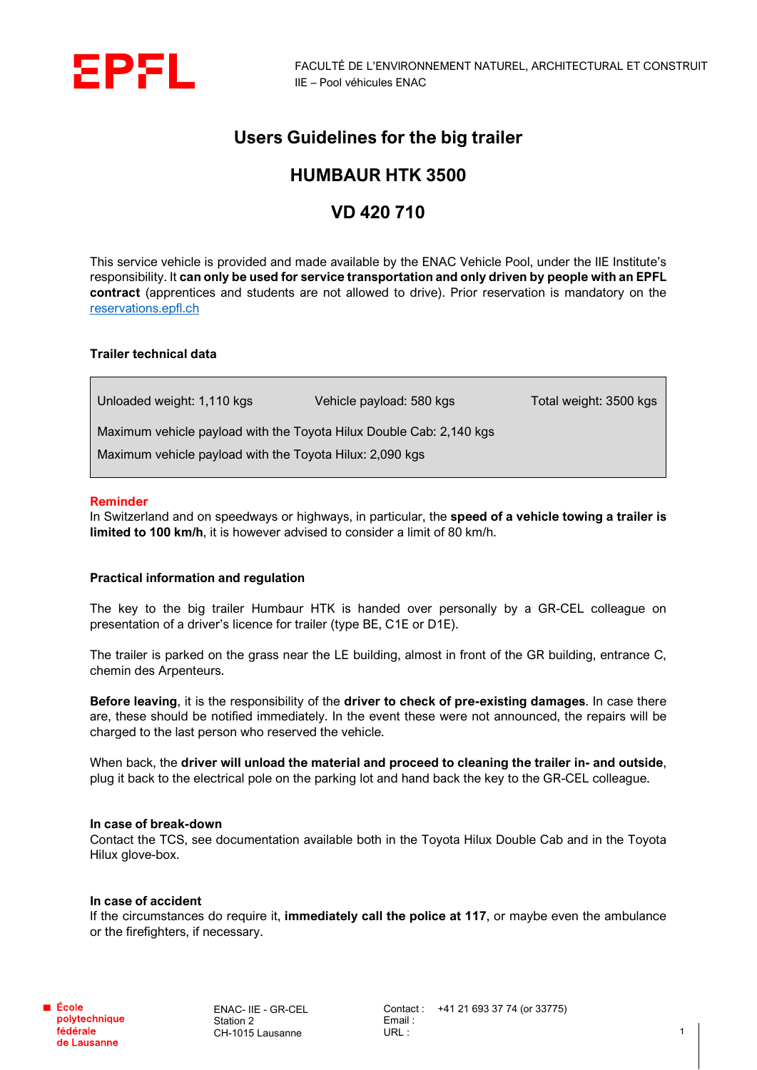FACULTÉ DE L'ENVIRONNEMENT NATUREL, ARCHITECTURAL ET CONSTRUIT
IIE – Pool véhicules ENAC

# Users Guidelines for the big trailer

# HUMBAUR HTK 3500

# VD 420 710

This service vehicle is provided and made available by the ENAC Vehicle Pool, under the IIE Institute's responsibility. It **can only be used for service transportation and only driven by people with an EPFL contract** (apprentices and students are not allowed to drive). Prior reservation is mandatory on the [reservations.epfl.ch](reservations.epfl.ch)

**Trailer technical data**

| Unloaded weight: 1,110 kgs | Vehicle payload: 580 kgs | Total weight: 3500 kgs |
|---|---|---|
| Maximum vehicle payload with the Toyota Hilux Double Cab: 2,140 kgs | | |
| Maximum vehicle payload with the Toyota Hilux: 2,090 kgs | | |

**Reminder**
In Switzerland and on speedways or highways, in particular, the **speed of a vehicle towing a trailer is limited to 100 km/h**, it is however advised to consider a limit of 80 km/h.

**Practical information and regulation**

The key to the big trailer Humbaur HTK is handed over personally by a GR-CEL colleague on presentation of a driver's licence for trailer (type BE, C1E or D1E).

The trailer is parked on the grass near the LE building, almost in front of the GR building, entrance C, chemin des Arpenteurs.

**Before leaving**, it is the responsibility of the **driver to check of pre-existing damages**. In case there are, these should be notified immediately. In the event these were not announced, the repairs will be charged to the last person who reserved the vehicle.

When back, the **driver will unload the material and proceed to cleaning the trailer in- and outside**, plug it back to the electrical pole on the parking lot and hand back the key to the GR-CEL colleague.

**In case of break-down**
Contact the TCS, see documentation available both in the Toyota Hilux Double Cab and in the Toyota Hilux glove-box.

**In case of accident**
If the circumstances do require it, **immediately call the police at 117**, or maybe even the ambulance or the firefighters, if necessary.

École polytechnique fédérale de Lausanne

ENAC- IIE - GR-CEL
Station 2
CH-1015 Lausanne

Contact : +41 21 693 37 74 (or 33775)
Email :
URL :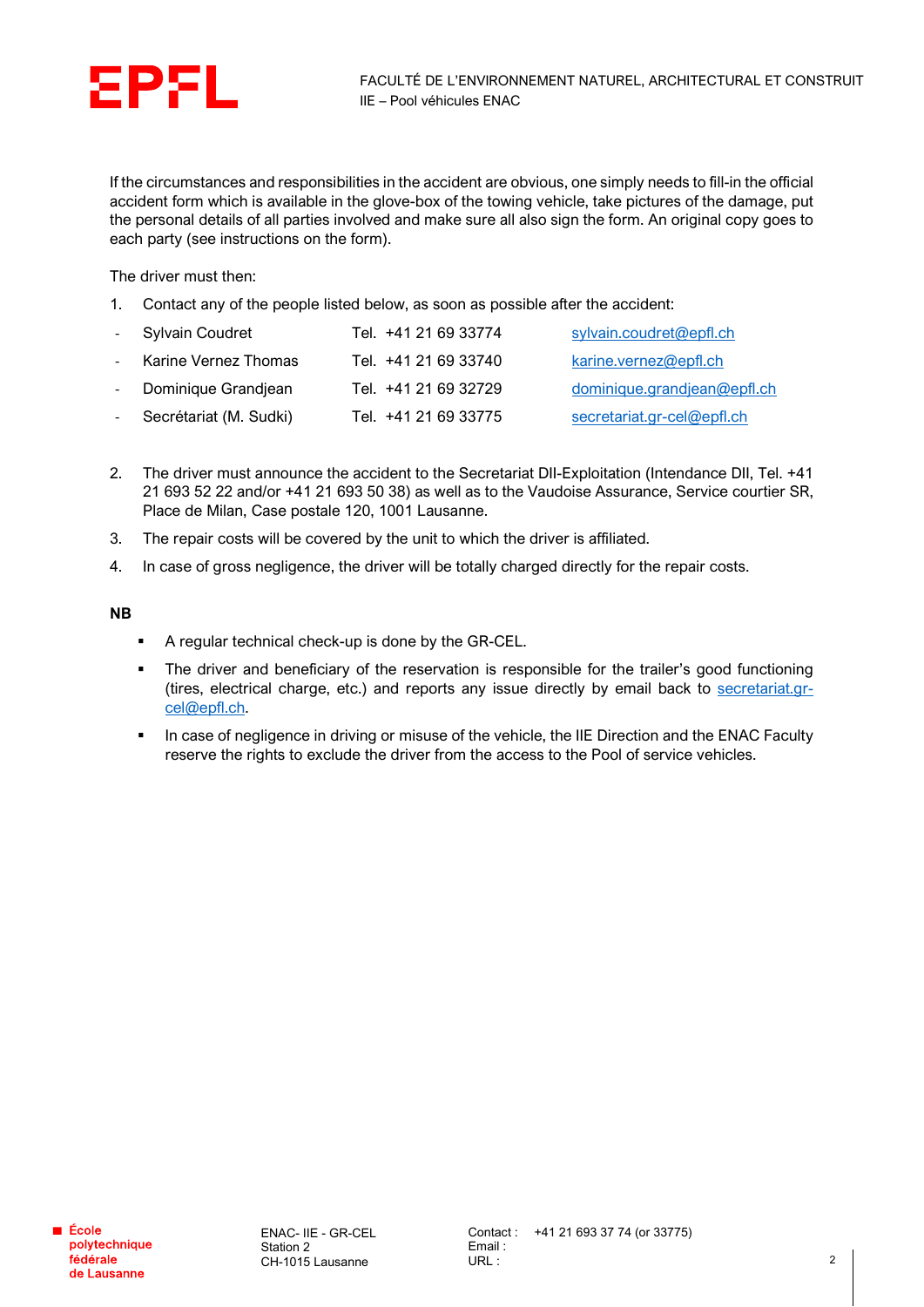If the circumstances and responsibilities in the accident are obvious, one simply needs to fill-in the official accident form which is available in the glove-box of the towing vehicle, take pictures of the damage, put the personal details of all parties involved and make sure all also sign the form. An original copy goes to each party (see instructions on the form).

The driver must then:

1. Contact any of the people listed below, as soon as possible after the accident:

| | | | |
|---|---|---|---|
| - | Sylvain Coudret | Tel. +41 21 69 33774 | sylvain.coudret@epfl.ch |
| - | Karine Vernez Thomas | Tel. +41 21 69 33740 | karine.vernez@epfl.ch |
| - | Dominique Grandjean | Tel. +41 21 69 32729 | dominique.grandjean@epfl.ch |
| - | Secrétariat (M. Sudki) | Tel. +41 21 69 33775 | secretariat.gr-cel@epfl.ch |

2. The driver must announce the accident to the Secretariat DII-Exploitation (Intendance DII, Tel. +41 21 693 52 22 and/or +41 21 693 50 38) as well as to the Vaudoise Assurance, Service courtier SR, Place de Milan, Case postale 120, 1001 Lausanne.
3. The repair costs will be covered by the unit to which the driver is affiliated.
4. In case of gross negligence, the driver will be totally charged directly for the repair costs.

**NB**

- A regular technical check-up is done by the GR-CEL.
- The driver and beneficiary of the reservation is responsible for the trailer's good functioning (tires, electrical charge, etc.) and reports any issue directly by email back to secretariat.gr-cel@epfl.ch.
- In case of negligence in driving or misuse of the vehicle, the IIE Direction and the ENAC Faculty reserve the rights to exclude the driver from the access to the Pool of service vehicles.